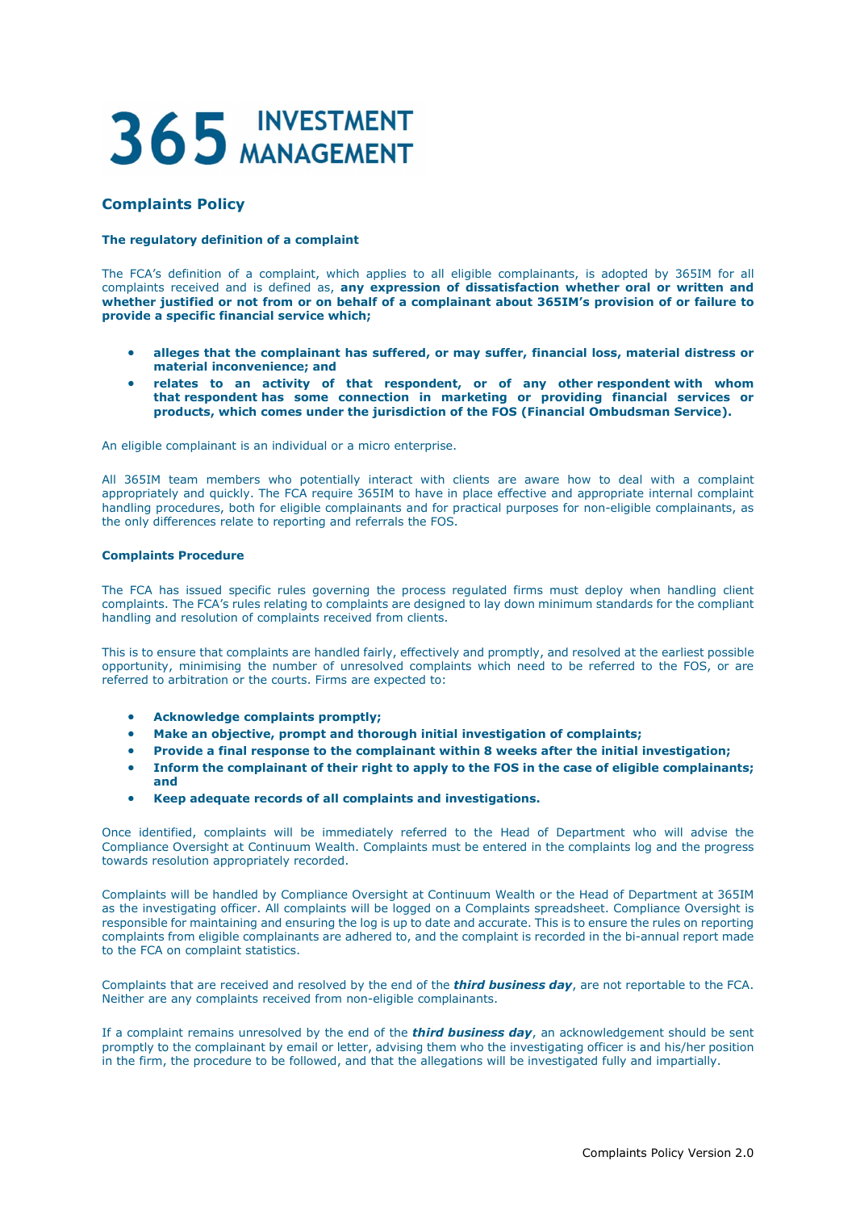# 365 INVESTMENT MANAGEMENT

## Complaints Policy

**The regulatory definition of a complaint**

The FCA's definition of a complaint, which applies to all eligible complainants, is adopted by 365IM for all complaints received and is defined as, **any expression of dissatisfaction whether oral or written and whether justified or not from or on behalf of a complainant about 365IM's provision of or failure to provide a specific financial service which;**

- **alleges that the complainant has suffered, or may suffer, financial loss, material distress or material inconvenience; and**
- **relates to an activity of that respondent, or of any other respondent with whom that respondent has some connection in marketing or providing financial services or products, which comes under the jurisdiction of the FOS (Financial Ombudsman Service).**

An eligible complainant is an individual or a micro enterprise.

All 365IM team members who potentially interact with clients are aware how to deal with a complaint appropriately and quickly. The FCA require 365IM to have in place effective and appropriate internal complaint handling procedures, both for eligible complainants and for practical purposes for non-eligible complainants, as the only differences relate to reporting and referrals the FOS.

**Complaints Procedure**

The FCA has issued specific rules governing the process regulated firms must deploy when handling client complaints. The FCA's rules relating to complaints are designed to lay down minimum standards for the compliant handling and resolution of complaints received from clients.

This is to ensure that complaints are handled fairly, effectively and promptly, and resolved at the earliest possible opportunity, minimising the number of unresolved complaints which need to be referred to the FOS, or are referred to arbitration or the courts. Firms are expected to:

- **Acknowledge complaints promptly;**
- **Make an objective, prompt and thorough initial investigation of complaints;**
- **Provide a final response to the complainant within 8 weeks after the initial investigation;**
- **Inform the complainant of their right to apply to the FOS in the case of eligible complainants; and**
- **Keep adequate records of all complaints and investigations.**

Once identified, complaints will be immediately referred to the Head of Department who will advise the Compliance Oversight at Continuum Wealth. Complaints must be entered in the complaints log and the progress towards resolution appropriately recorded.

Complaints will be handled by Compliance Oversight at Continuum Wealth or the Head of Department at 365IM as the investigating officer. All complaints will be logged on a Complaints spreadsheet. Compliance Oversight is responsible for maintaining and ensuring the log is up to date and accurate. This is to ensure the rules on reporting complaints from eligible complainants are adhered to, and the complaint is recorded in the bi-annual report made to the FCA on complaint statistics.

Complaints that are received and resolved by the end of the ***third business day***, are not reportable to the FCA. Neither are any complaints received from non-eligible complainants.

If a complaint remains unresolved by the end of the ***third business day***, an acknowledgement should be sent promptly to the complainant by email or letter, advising them who the investigating officer is and his/her position in the firm, the procedure to be followed, and that the allegations will be investigated fully and impartially.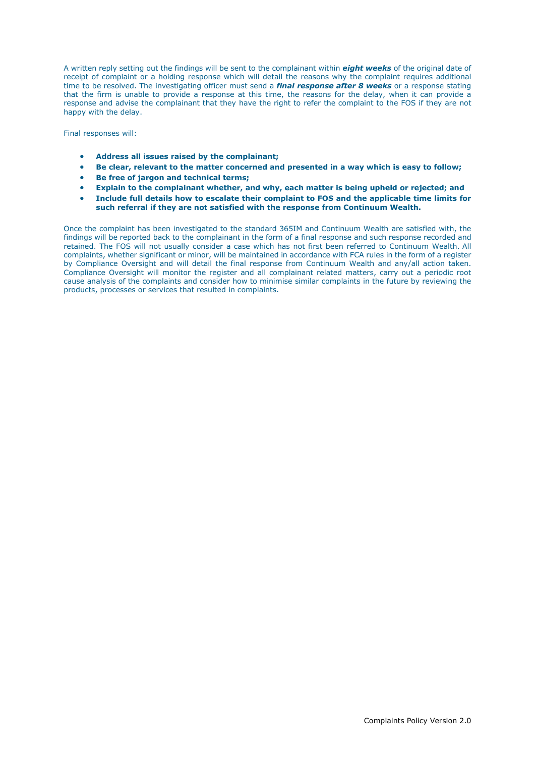A written reply setting out the findings will be sent to the complainant within ***eight weeks*** of the original date of receipt of complaint or a holding response which will detail the reasons why the complaint requires additional time to be resolved. The investigating officer must send a ***final response after 8 weeks*** or a response stating that the firm is unable to provide a response at this time, the reasons for the delay, when it can provide a response and advise the complainant that they have the right to refer the complaint to the FOS if they are not happy with the delay.

Final responses will:

- **Address all issues raised by the complainant;**
- **Be clear, relevant to the matter concerned and presented in a way which is easy to follow;**
- **Be free of jargon and technical terms;**
- **Explain to the complainant whether, and why, each matter is being upheld or rejected; and**
- **Include full details how to escalate their complaint to FOS and the applicable time limits for such referral if they are not satisfied with the response from Continuum Wealth.**

Once the complaint has been investigated to the standard 365IM and Continuum Wealth are satisfied with, the findings will be reported back to the complainant in the form of a final response and such response recorded and retained. The FOS will not usually consider a case which has not first been referred to Continuum Wealth. All complaints, whether significant or minor, will be maintained in accordance with FCA rules in the form of a register by Compliance Oversight and will detail the final response from Continuum Wealth and any/all action taken. Compliance Oversight will monitor the register and all complainant related matters, carry out a periodic root cause analysis of the complaints and consider how to minimise similar complaints in the future by reviewing the products, processes or services that resulted in complaints.